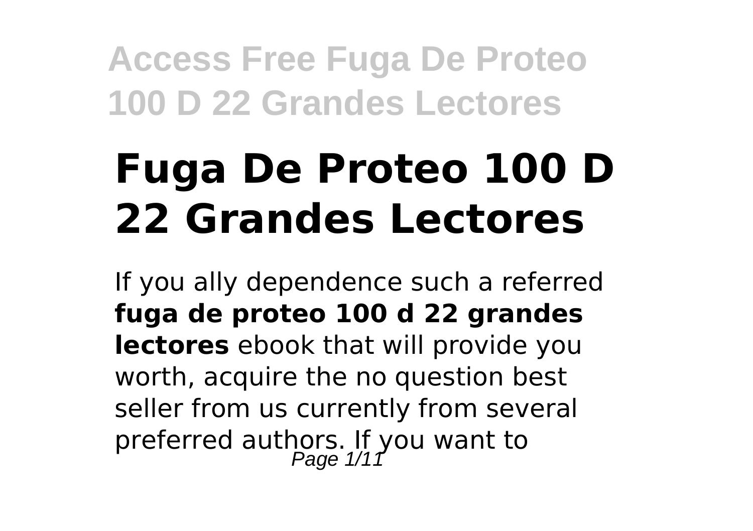# Fuga De Proteo 100 D 22 Grandes Lectores

If you ally dependence such a referred **fuga de proteo 100 d 22 grandes lectores** ebook that will provide you worth, acquire the no question best seller from us currently from several preferred authors. If you want to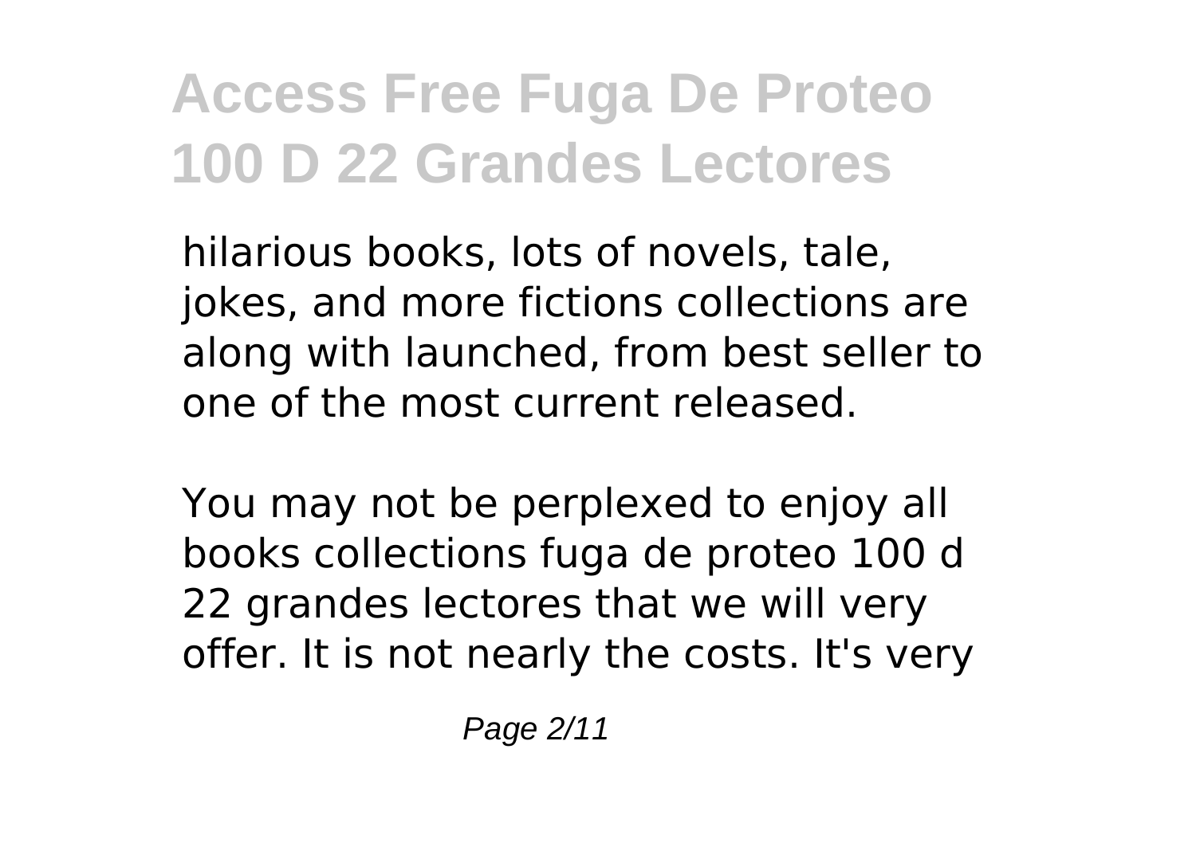hilarious books, lots of novels, tale, jokes, and more fictions collections are along with launched, from best seller to one of the most current released.

You may not be perplexed to enjoy all books collections fuga de proteo 100 d 22 grandes lectores that we will very offer. It is not nearly the costs. It's very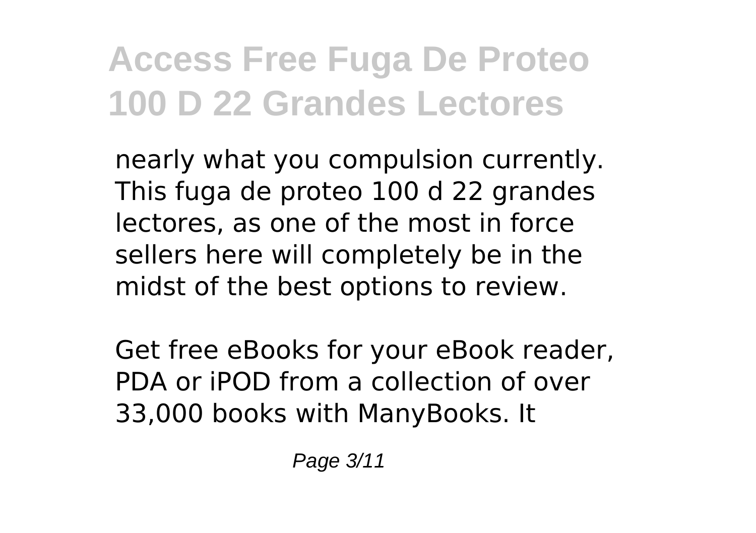nearly what you compulsion currently. This fuga de proteo 100 d 22 grandes lectores, as one of the most in force sellers here will completely be in the midst of the best options to review.

Get free eBooks for your eBook reader, PDA or iPOD from a collection of over 33,000 books with ManyBooks. It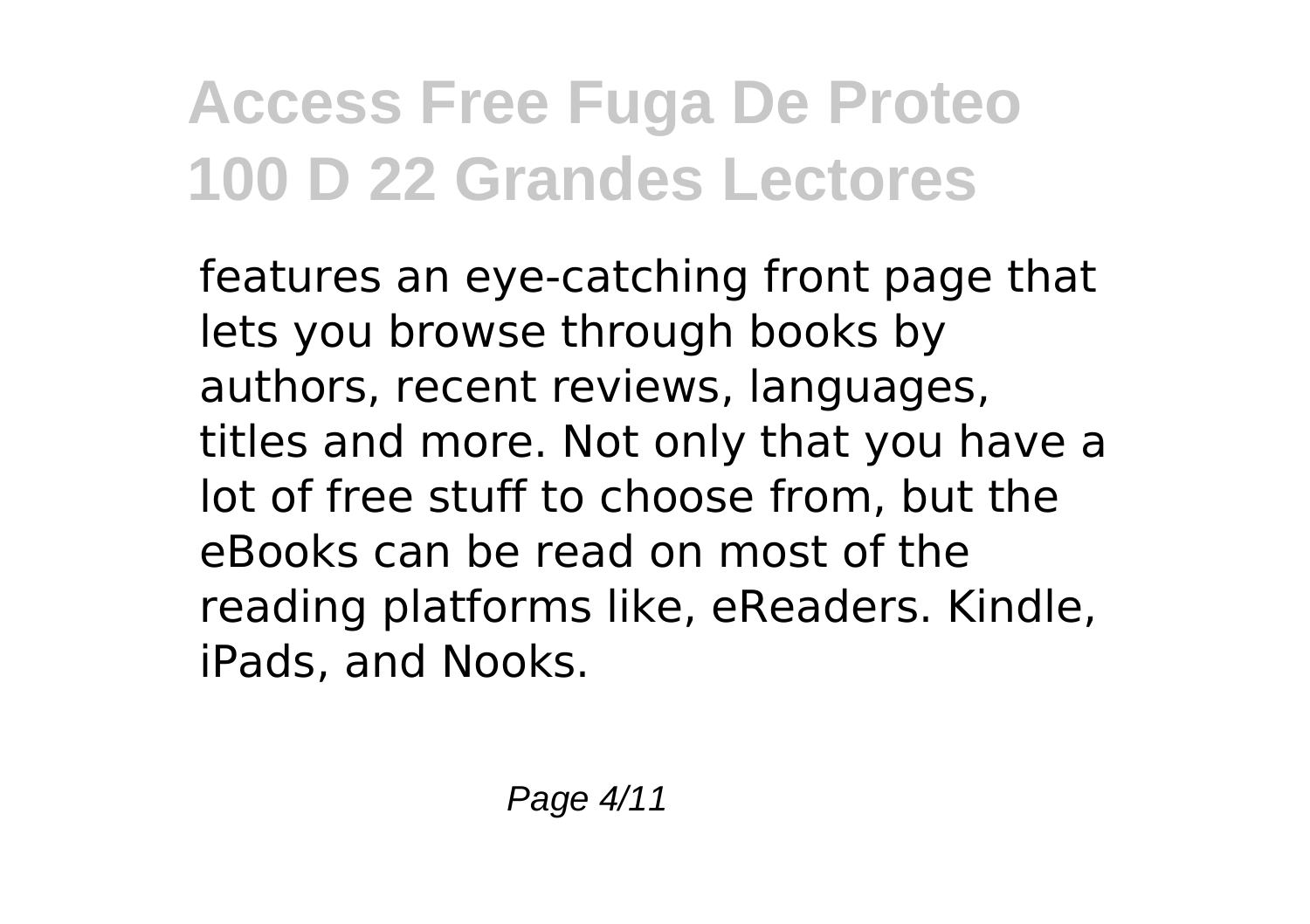features an eye-catching front page that lets you browse through books by authors, recent reviews, languages, titles and more. Not only that you have a lot of free stuff to choose from, but the eBooks can be read on most of the reading platforms like, eReaders. Kindle, iPads, and Nooks.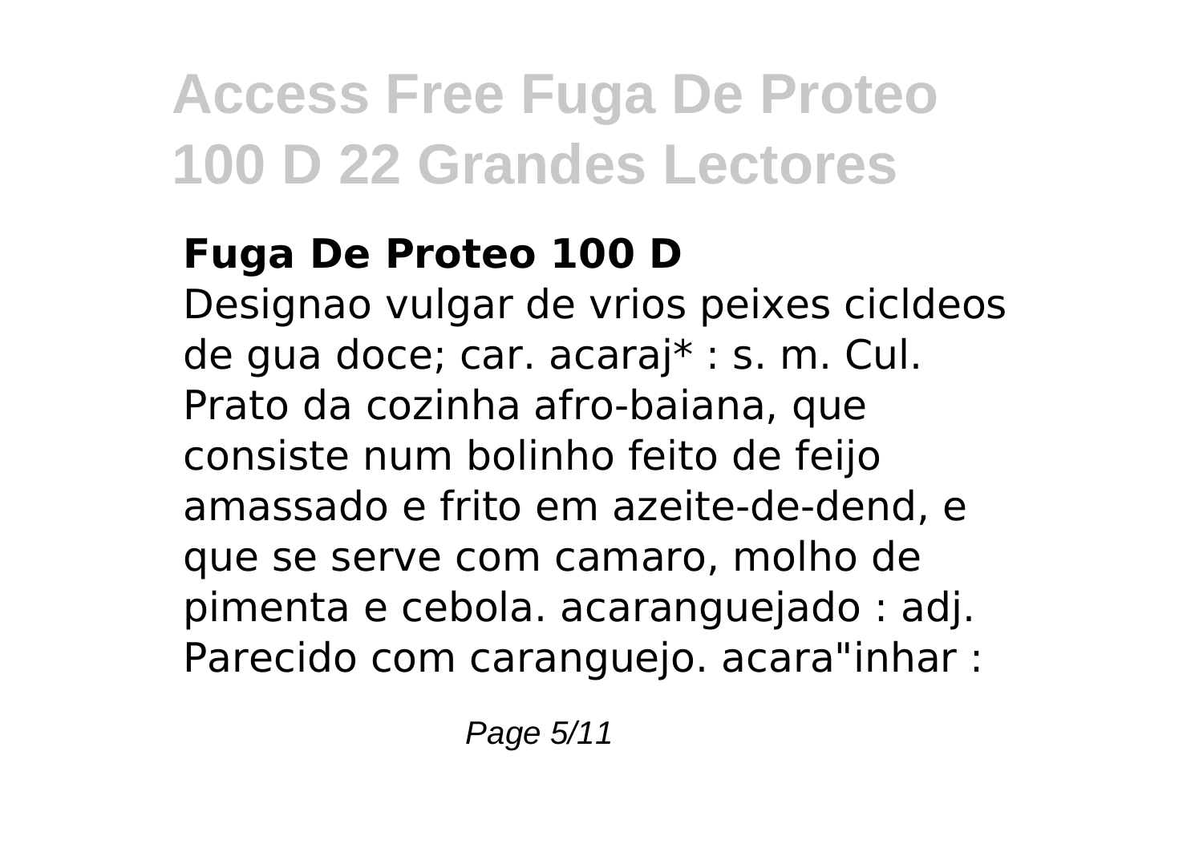## Fuga De Proteo 100 D

Designao vulgar de vrios peixes cicldeos de gua doce; car. acaraj* : s. m. Cul. Prato da cozinha afro-baiana, que consiste num bolinho feito de feijo amassado e frito em azeite-de-dend, e que se serve com camaro, molho de pimenta e cebola. acaranguejado : adj. Parecido com caranguejo. acara"inhar :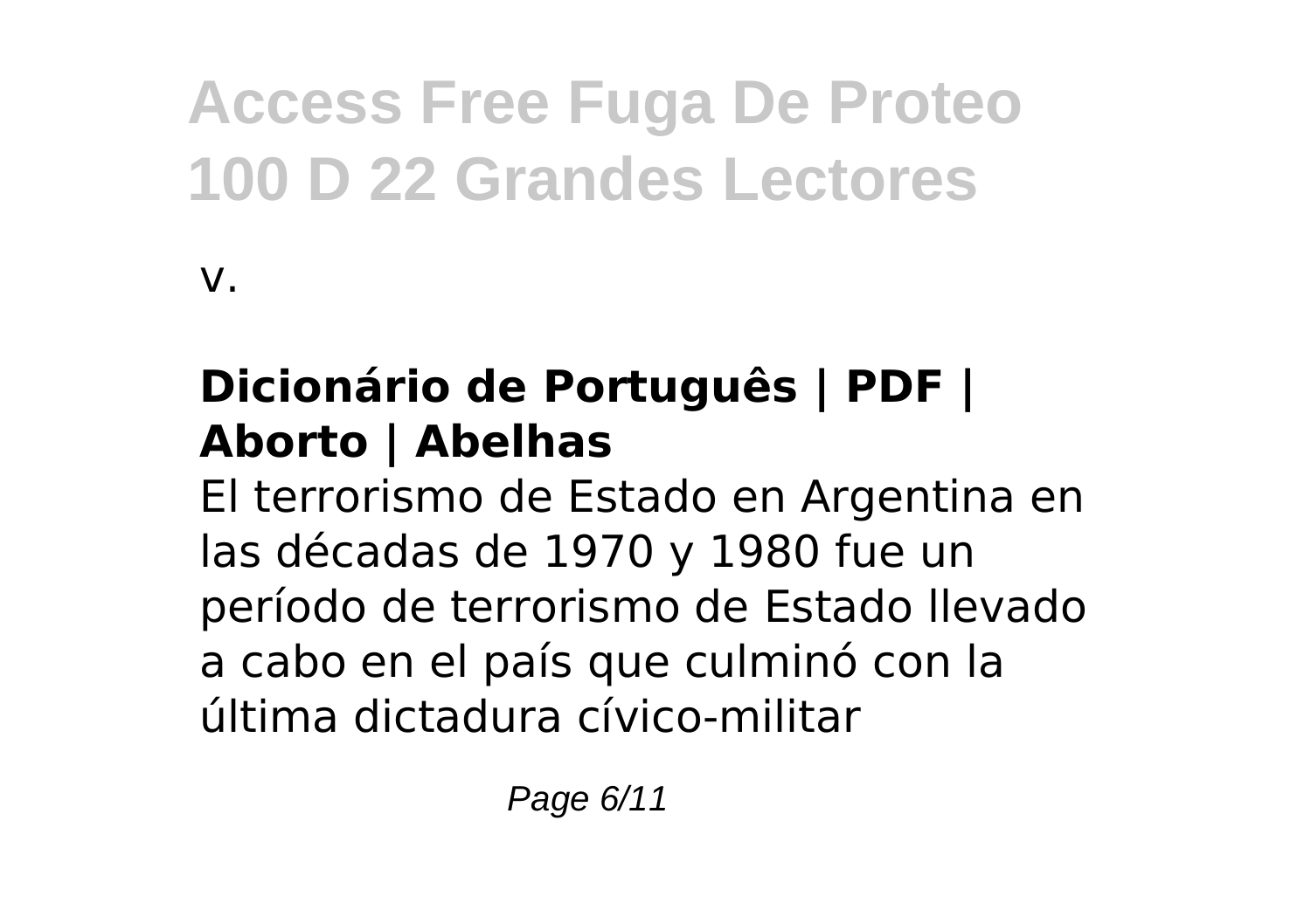v.

### Dicionário de Português | PDF | Aborto | Abelhas

El terrorismo de Estado en Argentina en las décadas de 1970 y 1980 fue un período de terrorismo de Estado llevado a cabo en el país que culminó con la última dictadura cívico-militar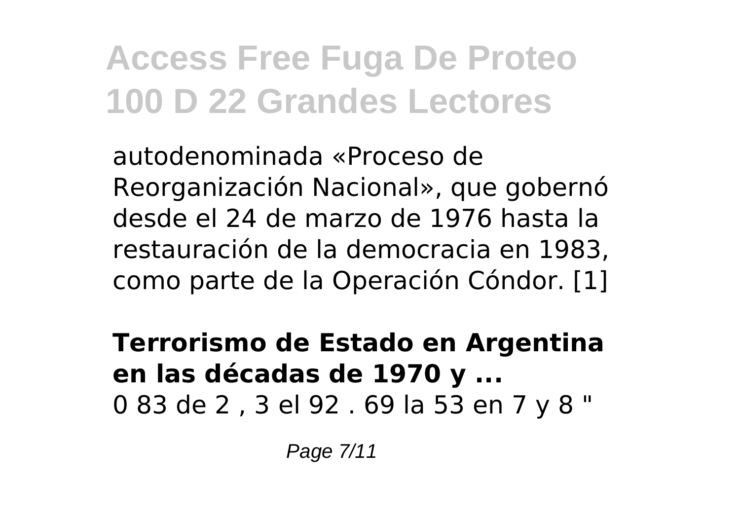autodenominada «Proceso de Reorganización Nacional», que gobernó desde el 24 de marzo de 1976 hasta la restauración de la democracia en 1983, como parte de la Operación Cóndor. [1]

**Terrorismo de Estado en Argentina en las décadas de 1970 y ...**
0 83 de 2 , 3 el 92 . 69 la 53 en 7 y 8 "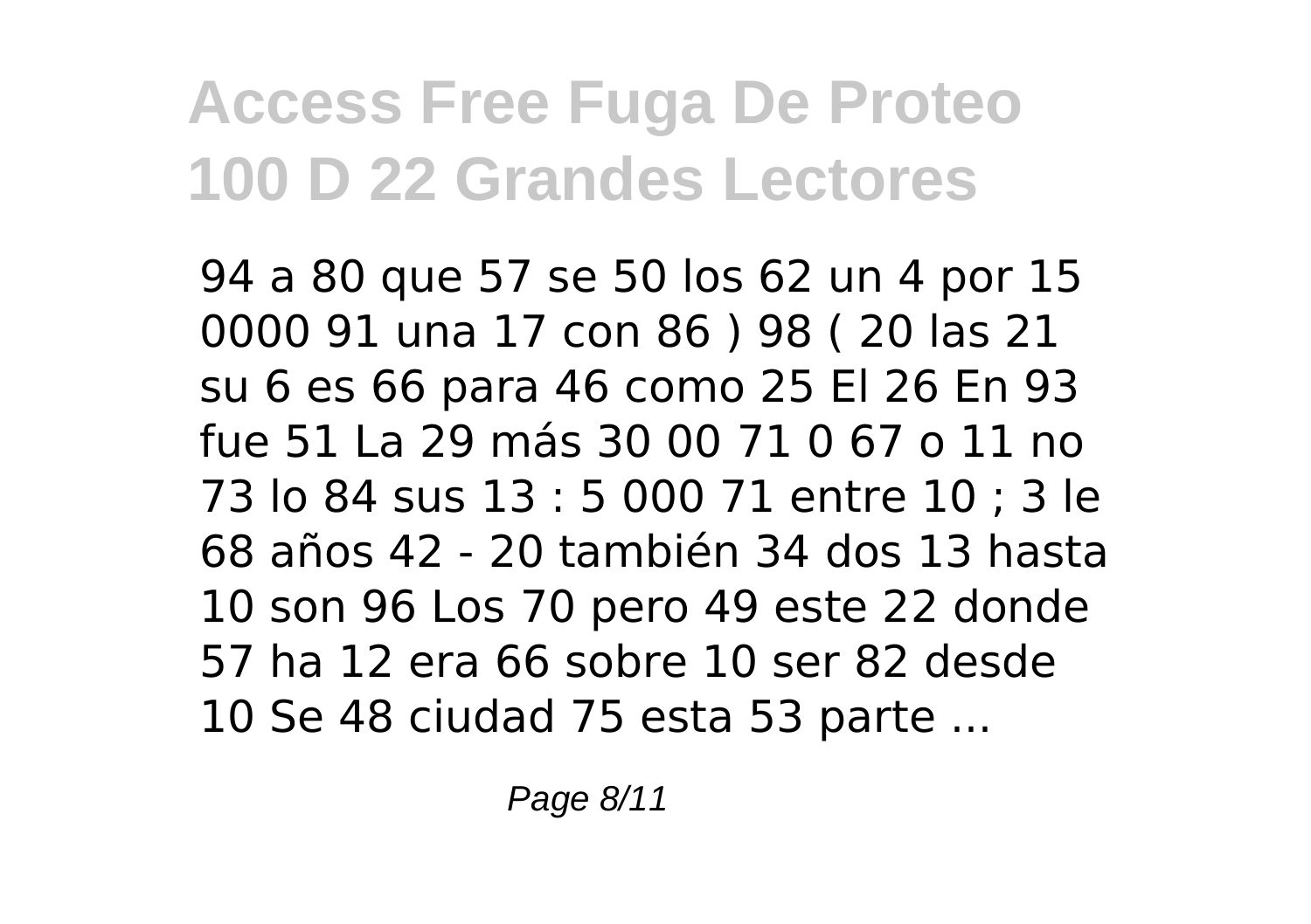94 a 80 que 57 se 50 los 62 un 4 por 15 0000 91 una 17 con 86 ) 98 ( 20 las 21 su 6 es 66 para 46 como 25 El 26 En 93 fue 51 La 29 más 30 00 71 0 67 o 11 no 73 lo 84 sus 13 : 5 000 71 entre 10 ; 3 le 68 años 42 - 20 también 34 dos 13 hasta 10 son 96 Los 70 pero 49 este 22 donde 57 ha 12 era 66 sobre 10 ser 82 desde 10 Se 48 ciudad 75 esta 53 parte ...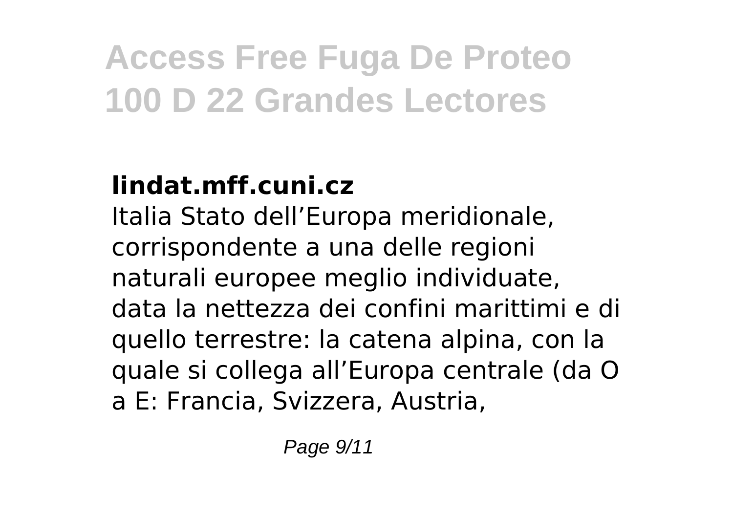### lindat.mff.cuni.cz

Italia Stato dell’Europa meridionale, corrispondente a una delle regioni naturali europee meglio individuate, data la nettezza dei confini marittimi e di quello terrestre: la catena alpina, con la quale si collega all’Europa centrale (da O a E: Francia, Svizzera, Austria,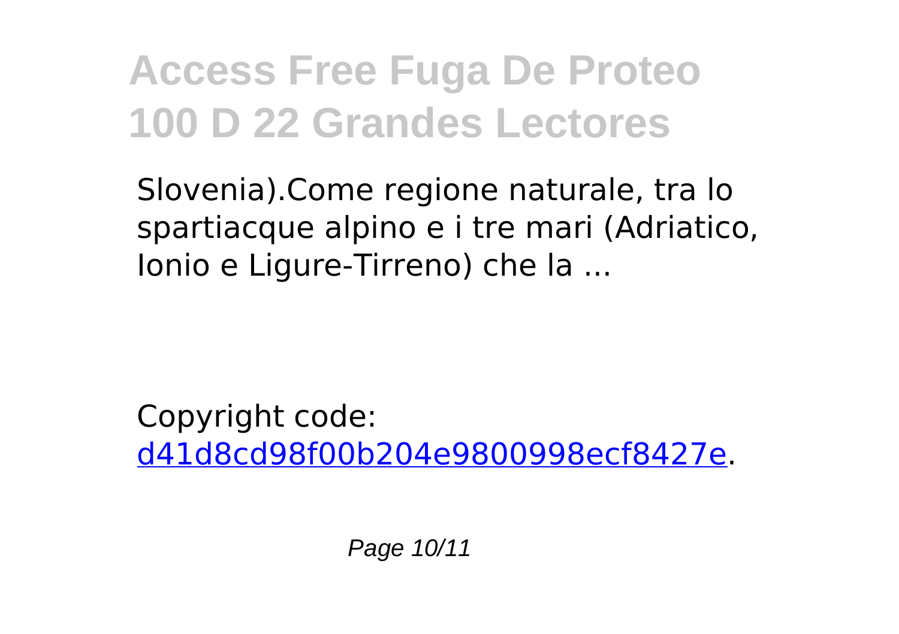Slovenia).Come regione naturale, tra lo spartiacque alpino e i tre mari (Adriatico, Ionio e Ligure-Tirreno) che la ...

Copyright code: d41d8cd98f00b204e9800998ecf8427e.